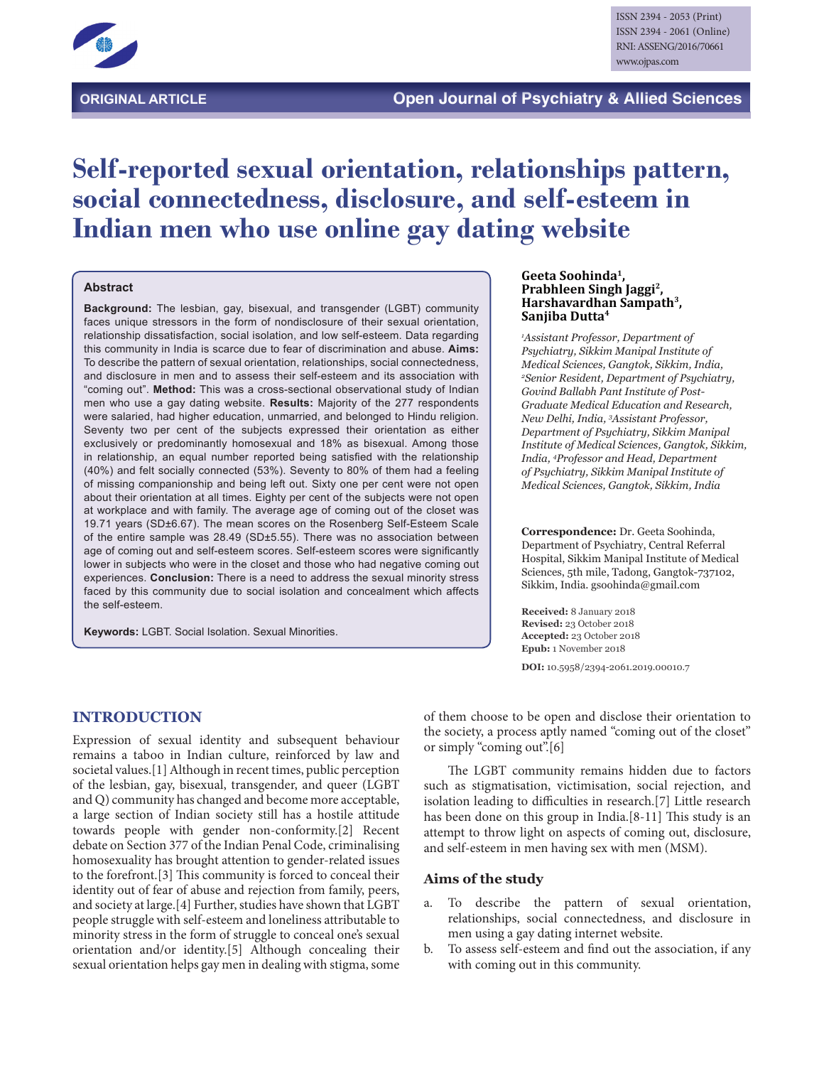ORIGINAL ARTICLE

# Self-reported sexual orientation, relationships pattern, social connectedness, disclosure, and self-esteem in Indian men who use online gay dating website

**Geeta Soohinda[1], Prabhleen Singh Jaggi[2], Harshavardhan Sampath[3], Sanjiba Dutta[4]**

*[1]Assistant Professor, Department of Psychiatry, Sikkim Manipal Institute of Medical Sciences, Gangtok, Sikkim, India, [2]Senior Resident, Department of Psychiatry, Govind Ballabh Pant Institute of Post-Graduate Medical Education and Research, New Delhi, India, [3]Assistant Professor, Department of Psychiatry, Sikkim Manipal Institute of Medical Sciences, Gangtok, Sikkim, India, [4]Professor and Head, Department of Psychiatry, Sikkim Manipal Institute of Medical Sciences, Gangtok, Sikkim, India*

**Correspondence:** Dr. Geeta Soohinda, Department of Psychiatry, Central Referral Hospital, Sikkim Manipal Institute of Medical Sciences, 5th mile, Tadong, Gangtok-737102, Sikkim, India. gsoohinda@gmail.com

**Received:** 8 January 2018
**Revised:** 23 October 2018
**Accepted:** 23 October 2018
**Epub:** 1 November 2018

**DOI:** 10.5958/2394-2061.2019.00010.7

## Abstract

**Background:** The lesbian, gay, bisexual, and transgender (LGBT) community faces unique stressors in the form of nondisclosure of their sexual orientation, relationship dissatisfaction, social isolation, and low self-esteem. Data regarding this community in India is scarce due to fear of discrimination and abuse. **Aims:** To describe the pattern of sexual orientation, relationships, social connectedness, and disclosure in men and to assess their self-esteem and its association with "coming out". **Method:** This was a cross-sectional observational study of Indian men who use a gay dating website. **Results:** Majority of the 277 respondents were salaried, had higher education, unmarried, and belonged to Hindu religion. Seventy two per cent of the subjects expressed their orientation as either exclusively or predominantly homosexual and 18% as bisexual. Among those in relationship, an equal number reported being satisfied with the relationship (40%) and felt socially connected (53%). Seventy to 80% of them had a feeling of missing companionship and being left out. Sixty one per cent were not open about their orientation at all times. Eighty per cent of the subjects were not open at workplace and with family. The average age of coming out of the closet was 19.71 years (SD±6.67). The mean scores on the Rosenberg Self-Esteem Scale of the entire sample was 28.49 (SD±5.55). There was no association between age of coming out and self-esteem scores. Self-esteem scores were significantly lower in subjects who were in the closet and those who had negative coming out experiences. **Conclusion:** There is a need to address the sexual minority stress faced by this community due to social isolation and concealment which affects the self-esteem.

**Keywords:** LGBT. Social Isolation. Sexual Minorities.

## INTRODUCTION

Expression of sexual identity and subsequent behaviour remains a taboo in Indian culture, reinforced by law and societal values.[1] Although in recent times, public perception of the lesbian, gay, bisexual, transgender, and queer (LGBT and Q) community has changed and become more acceptable, a large section of Indian society still has a hostile attitude towards people with gender non-conformity.[2] Recent debate on Section 377 of the Indian Penal Code, criminalising homosexuality has brought attention to gender-related issues to the forefront.[3] This community is forced to conceal their identity out of fear of abuse and rejection from family, peers, and society at large.[4] Further, studies have shown that LGBT people struggle with self-esteem and loneliness attributable to minority stress in the form of struggle to conceal one's sexual orientation and/or identity.[5] Although concealing their sexual orientation helps gay men in dealing with stigma, some of them choose to be open and disclose their orientation to the society, a process aptly named "coming out of the closet" or simply "coming out".[6]

The LGBT community remains hidden due to factors such as stigmatisation, victimisation, social rejection, and isolation leading to difficulties in research.[7] Little research has been done on this group in India.[8-11] This study is an attempt to throw light on aspects of coming out, disclosure, and self-esteem in men having sex with men (MSM).

### Aims of the study

a. To describe the pattern of sexual orientation, relationships, social connectedness, and disclosure in men using a gay dating internet website.
b. To assess self-esteem and find out the association, if any with coming out in this community.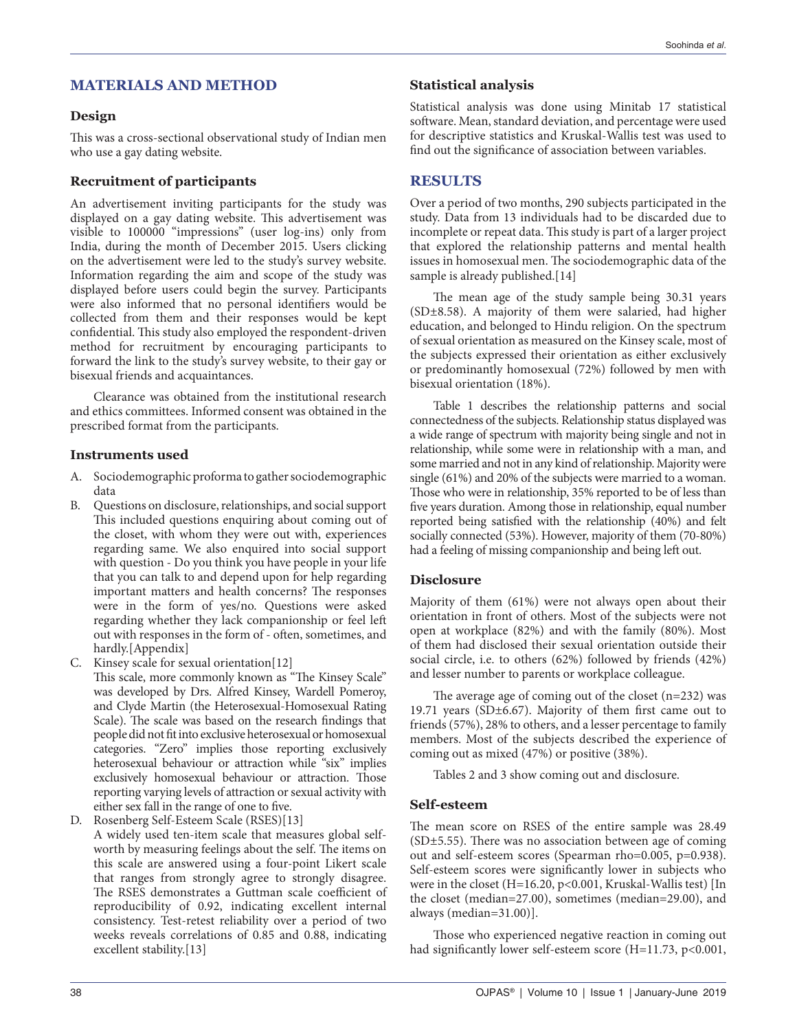## MATERIALS AND METHOD

### Design

This was a cross-sectional observational study of Indian men who use a gay dating website.

### Recruitment of participants

An advertisement inviting participants for the study was displayed on a gay dating website. This advertisement was visible to 100000 "impressions" (user log-ins) only from India, during the month of December 2015. Users clicking on the advertisement were led to the study's survey website. Information regarding the aim and scope of the study was displayed before users could begin the survey. Participants were also informed that no personal identifiers would be collected from them and their responses would be kept confidential. This study also employed the respondent-driven method for recruitment by encouraging participants to forward the link to the study's survey website, to their gay or bisexual friends and acquaintances.

Clearance was obtained from the institutional research and ethics committees. Informed consent was obtained in the prescribed format from the participants.

### Instruments used

A. Sociodemographic proforma to gather sociodemographic data
B. Questions on disclosure, relationships, and social support
   This included questions enquiring about coming out of the closet, with whom they were out with, experiences regarding same. We also enquired into social support with question - Do you think you have people in your life that you can talk to and depend upon for help regarding important matters and health concerns? The responses were in the form of yes/no. Questions were asked regarding whether they lack companionship or feel left out with responses in the form of - often, sometimes, and hardly.[Appendix]
C. Kinsey scale for sexual orientation[12]
   This scale, more commonly known as "The Kinsey Scale" was developed by Drs. Alfred Kinsey, Wardell Pomeroy, and Clyde Martin (the Heterosexual-Homosexual Rating Scale). The scale was based on the research findings that people did not fit into exclusive heterosexual or homosexual categories. "Zero" implies those reporting exclusively heterosexual behaviour or attraction while "six" implies exclusively homosexual behaviour or attraction. Those reporting varying levels of attraction or sexual activity with either sex fall in the range of one to five.
D. Rosenberg Self-Esteem Scale (RSES)[13]
   A widely used ten-item scale that measures global self-worth by measuring feelings about the self. The items on this scale are answered using a four-point Likert scale that ranges from strongly agree to strongly disagree. The RSES demonstrates a Guttman scale coefficient of reproducibility of 0.92, indicating excellent internal consistency. Test-retest reliability over a period of two weeks reveals correlations of 0.85 and 0.88, indicating excellent stability.[13]

### Statistical analysis

Statistical analysis was done using Minitab 17 statistical software. Mean, standard deviation, and percentage were used for descriptive statistics and Kruskal-Wallis test was used to find out the significance of association between variables.

## RESULTS

Over a period of two months, 290 subjects participated in the study. Data from 13 individuals had to be discarded due to incomplete or repeat data. This study is part of a larger project that explored the relationship patterns and mental health issues in homosexual men. The sociodemographic data of the sample is already published.[14]

The mean age of the study sample being 30.31 years (SD±8.58). A majority of them were salaried, had higher education, and belonged to Hindu religion. On the spectrum of sexual orientation as measured on the Kinsey scale, most of the subjects expressed their orientation as either exclusively or predominantly homosexual (72%) followed by men with bisexual orientation (18%).

Table 1 describes the relationship patterns and social connectedness of the subjects. Relationship status displayed was a wide range of spectrum with majority being single and not in relationship, while some were in relationship with a man, and some married and not in any kind of relationship. Majority were single (61%) and 20% of the subjects were married to a woman. Those who were in relationship, 35% reported to be of less than five years duration. Among those in relationship, equal number reported being satisfied with the relationship (40%) and felt socially connected (53%). However, majority of them (70-80%) had a feeling of missing companionship and being left out.

### Disclosure

Majority of them (61%) were not always open about their orientation in front of others. Most of the subjects were not open at workplace (82%) and with the family (80%). Most of them had disclosed their sexual orientation outside their social circle, i.e. to others (62%) followed by friends (42%) and lesser number to parents or workplace colleague.

The average age of coming out of the closet (n=232) was 19.71 years (SD±6.67). Majority of them first came out to friends (57%), 28% to others, and a lesser percentage to family members. Most of the subjects described the experience of coming out as mixed (47%) or positive (38%).

Tables 2 and 3 show coming out and disclosure.

### Self-esteem

The mean score on RSES of the entire sample was 28.49 (SD±5.55). There was no association between age of coming out and self-esteem scores (Spearman rho=0.005, p=0.938). Self-esteem scores were significantly lower in subjects who were in the closet (H=16.20, p<0.001, Kruskal-Wallis test) [In the closet (median=27.00), sometimes (median=29.00), and always (median=31.00)].

Those who experienced negative reaction in coming out had significantly lower self-esteem score (H=11.73, p<0.001,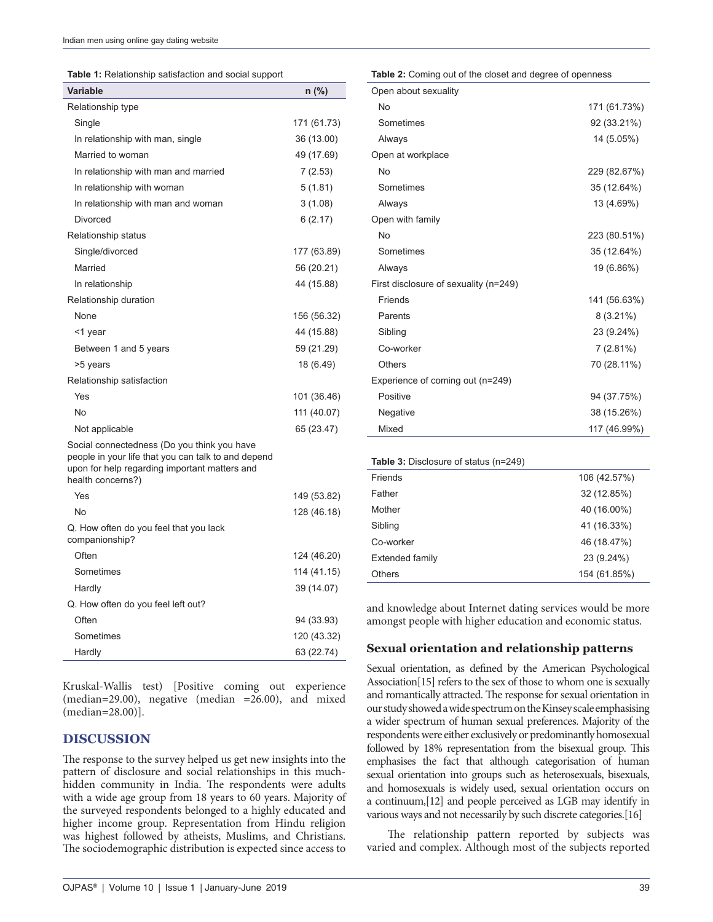**Table 1:** Relationship satisfaction and social support

| Variable | n (%) |
|---|---|
| Relationship type | |
| Single | 171 (61.73) |
| In relationship with man, single | 36 (13.00) |
| Married to woman | 49 (17.69) |
| In relationship with man and married | 7 (2.53) |
| In relationship with woman | 5 (1.81) |
| In relationship with man and woman | 3 (1.08) |
| Divorced | 6 (2.17) |
| Relationship status | |
| Single/divorced | 177 (63.89) |
| Married | 56 (20.21) |
| In relationship | 44 (15.88) |
| Relationship duration | |
| None | 156 (56.32) |
| <1 year | 44 (15.88) |
| Between 1 and 5 years | 59 (21.29) |
| >5 years | 18 (6.49) |
| Relationship satisfaction | |
| Yes | 101 (36.46) |
| No | 111 (40.07) |
| Not applicable | 65 (23.47) |
| Social connectedness (Do you think you have people in your life that you can talk to and depend upon for help regarding important matters and health concerns?) | |
| Yes | 149 (53.82) |
| No | 128 (46.18) |
| Q. How often do you feel that you lack companionship? | |
| Often | 124 (46.20) |
| Sometimes | 114 (41.15) |
| Hardly | 39 (14.07) |
| Q. How often do you feel left out? | |
| Often | 94 (33.93) |
| Sometimes | 120 (43.32) |
| Hardly | 63 (22.74) |

Kruskal-Wallis test) [Positive coming out experience (median=29.00), negative (median =26.00), and mixed (median=28.00)].

## DISCUSSION

The response to the survey helped us get new insights into the pattern of disclosure and social relationships in this much-hidden community in India. The respondents were adults with a wide age group from 18 years to 60 years. Majority of the surveyed respondents belonged to a highly educated and higher income group. Representation from Hindu religion was highest followed by atheists, Muslims, and Christians. The sociodemographic distribution is expected since access to and knowledge about Internet dating services would be more amongst people with higher education and economic status.

**Table 2:** Coming out of the closet and degree of openness

| | |
|---|---|
| Open about sexuality | |
| No | 171 (61.73%) |
| Sometimes | 92 (33.21%) |
| Always | 14 (5.05%) |
| Open at workplace | |
| No | 229 (82.67%) |
| Sometimes | 35 (12.64%) |
| Always | 13 (4.69%) |
| Open with family | |
| No | 223 (80.51%) |
| Sometimes | 35 (12.64%) |
| Always | 19 (6.86%) |
| First disclosure of sexuality (n=249) | |
| Friends | 141 (56.63%) |
| Parents | 8 (3.21%) |
| Sibling | 23 (9.24%) |
| Co-worker | 7 (2.81%) |
| Others | 70 (28.11%) |
| Experience of coming out (n=249) | |
| Positive | 94 (37.75%) |
| Negative | 38 (15.26%) |
| Mixed | 117 (46.99%) |

**Table 3:** Disclosure of status (n=249)

| | |
|---|---|
| Friends | 106 (42.57%) |
| Father | 32 (12.85%) |
| Mother | 40 (16.00%) |
| Sibling | 41 (16.33%) |
| Co-worker | 46 (18.47%) |
| Extended family | 23 (9.24%) |
| Others | 154 (61.85%) |

### Sexual orientation and relationship patterns

Sexual orientation, as defined by the American Psychological Association[15] refers to the sex of those to whom one is sexually and romantically attracted. The response for sexual orientation in our study showed a wide spectrum on the Kinsey scale emphasising a wider spectrum of human sexual preferences. Majority of the respondents were either exclusively or predominantly homosexual followed by 18% representation from the bisexual group. This emphasises the fact that although categorisation of human sexual orientation into groups such as heterosexuals, bisexuals, and homosexuals is widely used, sexual orientation occurs on a continuum,[12] and people perceived as LGB may identify in various ways and not necessarily by such discrete categories.[16]

The relationship pattern reported by subjects was varied and complex. Although most of the subjects reported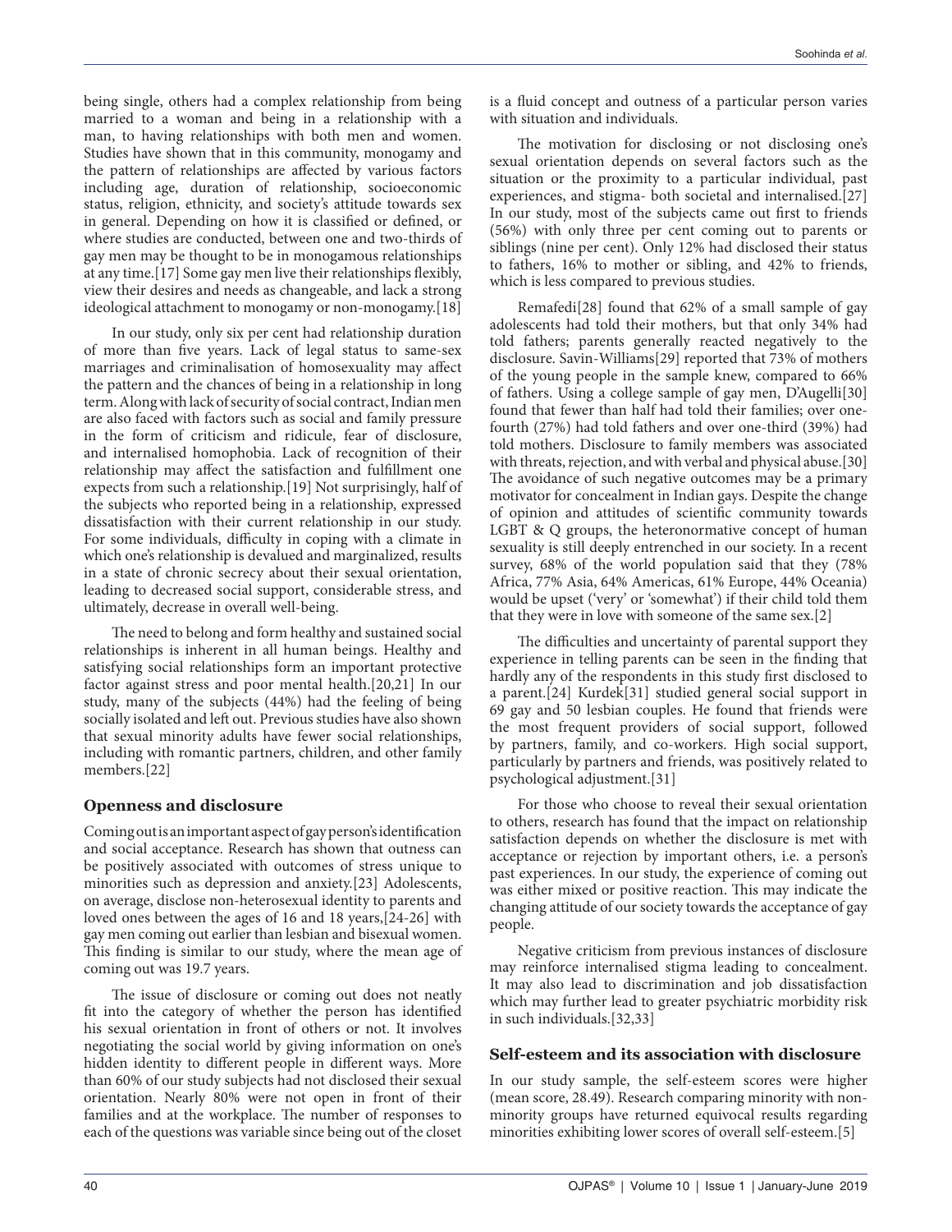being single, others had a complex relationship from being married to a woman and being in a relationship with a man, to having relationships with both men and women. Studies have shown that in this community, monogamy and the pattern of relationships are affected by various factors including age, duration of relationship, socioeconomic status, religion, ethnicity, and society's attitude towards sex in general. Depending on how it is classified or defined, or where studies are conducted, between one and two-thirds of gay men may be thought to be in monogamous relationships at any time.[17] Some gay men live their relationships flexibly, view their desires and needs as changeable, and lack a strong ideological attachment to monogamy or non-monogamy.[18]

In our study, only six per cent had relationship duration of more than five years. Lack of legal status to same-sex marriages and criminalisation of homosexuality may affect the pattern and the chances of being in a relationship in long term. Along with lack of security of social contract, Indian men are also faced with factors such as social and family pressure in the form of criticism and ridicule, fear of disclosure, and internalised homophobia. Lack of recognition of their relationship may affect the satisfaction and fulfillment one expects from such a relationship.[19] Not surprisingly, half of the subjects who reported being in a relationship, expressed dissatisfaction with their current relationship in our study. For some individuals, difficulty in coping with a climate in which one's relationship is devalued and marginalized, results in a state of chronic secrecy about their sexual orientation, leading to decreased social support, considerable stress, and ultimately, decrease in overall well-being.

The need to belong and form healthy and sustained social relationships is inherent in all human beings. Healthy and satisfying social relationships form an important protective factor against stress and poor mental health.[20,21] In our study, many of the subjects (44%) had the feeling of being socially isolated and left out. Previous studies have also shown that sexual minority adults have fewer social relationships, including with romantic partners, children, and other family members.[22]

## Openness and disclosure

Coming out is an important aspect of gay person's identification and social acceptance. Research has shown that outness can be positively associated with outcomes of stress unique to minorities such as depression and anxiety.[23] Adolescents, on average, disclose non-heterosexual identity to parents and loved ones between the ages of 16 and 18 years,[24-26] with gay men coming out earlier than lesbian and bisexual women. This finding is similar to our study, where the mean age of coming out was 19.7 years.

The issue of disclosure or coming out does not neatly fit into the category of whether the person has identified his sexual orientation in front of others or not. It involves negotiating the social world by giving information on one's hidden identity to different people in different ways. More than 60% of our study subjects had not disclosed their sexual orientation. Nearly 80% were not open in front of their families and at the workplace. The number of responses to each of the questions was variable since being out of the closet is a fluid concept and outness of a particular person varies with situation and individuals.

The motivation for disclosing or not disclosing one's sexual orientation depends on several factors such as the situation or the proximity to a particular individual, past experiences, and stigma- both societal and internalised.[27] In our study, most of the subjects came out first to friends (56%) with only three per cent coming out to parents or siblings (nine per cent). Only 12% had disclosed their status to fathers, 16% to mother or sibling, and 42% to friends, which is less compared to previous studies.

Remafedi[28] found that 62% of a small sample of gay adolescents had told their mothers, but that only 34% had told fathers; parents generally reacted negatively to the disclosure. Savin-Williams[29] reported that 73% of mothers of the young people in the sample knew, compared to 66% of fathers. Using a college sample of gay men, D'Augelli[30] found that fewer than half had told their families; over one-fourth (27%) had told fathers and over one-third (39%) had told mothers. Disclosure to family members was associated with threats, rejection, and with verbal and physical abuse.[30] The avoidance of such negative outcomes may be a primary motivator for concealment in Indian gays. Despite the change of opinion and attitudes of scientific community towards LGBT & Q groups, the heteronormative concept of human sexuality is still deeply entrenched in our society. In a recent survey, 68% of the world population said that they (78% Africa, 77% Asia, 64% Americas, 61% Europe, 44% Oceania) would be upset ('very' or 'somewhat') if their child told them that they were in love with someone of the same sex.[2]

The difficulties and uncertainty of parental support they experience in telling parents can be seen in the finding that hardly any of the respondents in this study first disclosed to a parent.[24] Kurdek[31] studied general social support in 69 gay and 50 lesbian couples. He found that friends were the most frequent providers of social support, followed by partners, family, and co-workers. High social support, particularly by partners and friends, was positively related to psychological adjustment.[31]

For those who choose to reveal their sexual orientation to others, research has found that the impact on relationship satisfaction depends on whether the disclosure is met with acceptance or rejection by important others, i.e. a person's past experiences. In our study, the experience of coming out was either mixed or positive reaction. This may indicate the changing attitude of our society towards the acceptance of gay people.

Negative criticism from previous instances of disclosure may reinforce internalised stigma leading to concealment. It may also lead to discrimination and job dissatisfaction which may further lead to greater psychiatric morbidity risk in such individuals.[32,33]

## Self-esteem and its association with disclosure

In our study sample, the self-esteem scores were higher (mean score, 28.49). Research comparing minority with non-minority groups have returned equivocal results regarding minorities exhibiting lower scores of overall self-esteem.[5]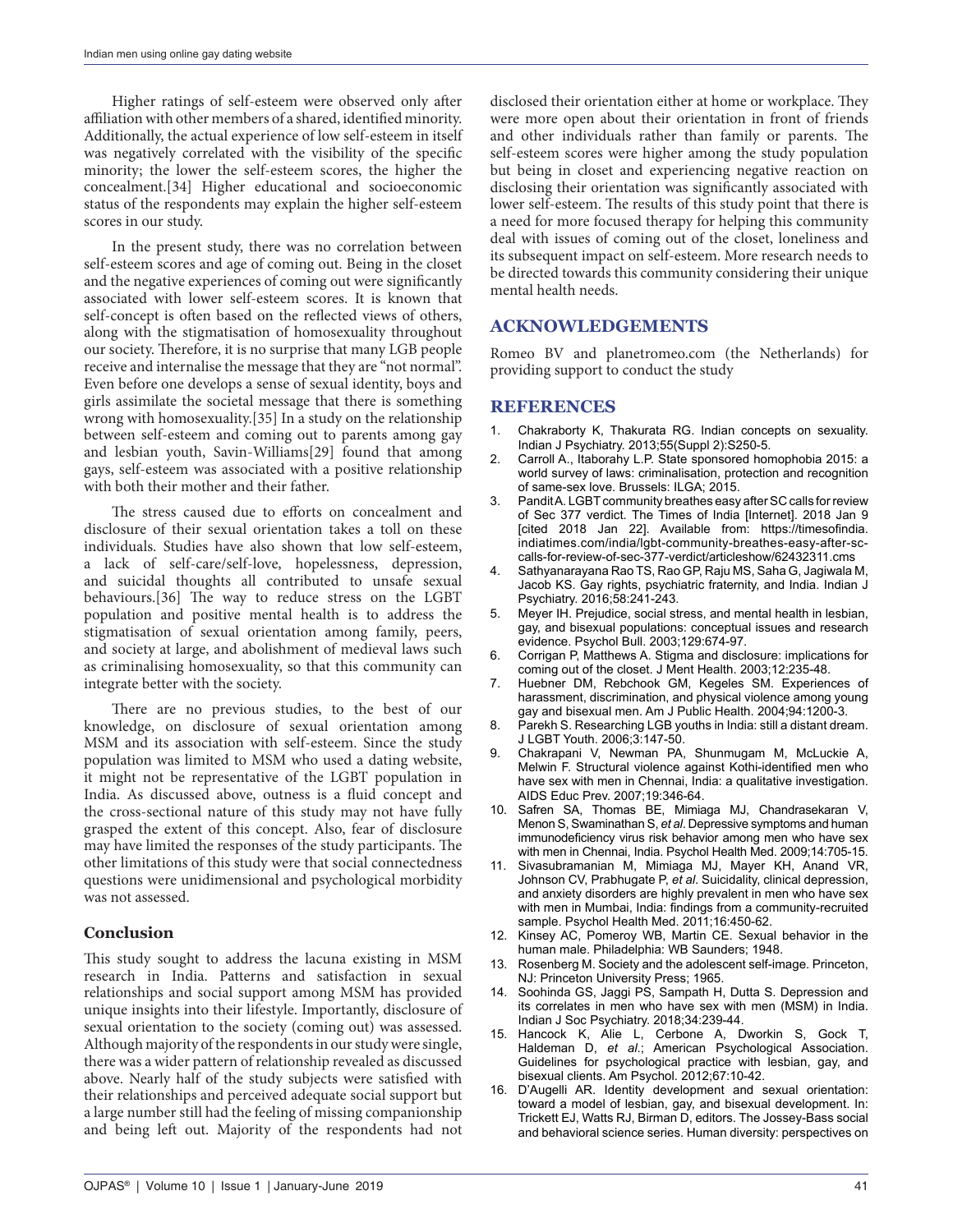Higher ratings of self-esteem were observed only after affiliation with other members of a shared, identified minority. Additionally, the actual experience of low self-esteem in itself was negatively correlated with the visibility of the specific minority; the lower the self-esteem scores, the higher the concealment.[34] Higher educational and socioeconomic status of the respondents may explain the higher self-esteem scores in our study.

In the present study, there was no correlation between self-esteem scores and age of coming out. Being in the closet and the negative experiences of coming out were significantly associated with lower self-esteem scores. It is known that self-concept is often based on the reflected views of others, along with the stigmatisation of homosexuality throughout our society. Therefore, it is no surprise that many LGB people receive and internalise the message that they are "not normal". Even before one develops a sense of sexual identity, boys and girls assimilate the societal message that there is something wrong with homosexuality.[35] In a study on the relationship between self-esteem and coming out to parents among gay and lesbian youth, Savin-Williams[29] found that among gays, self-esteem was associated with a positive relationship with both their mother and their father.

The stress caused due to efforts on concealment and disclosure of their sexual orientation takes a toll on these individuals. Studies have also shown that low self-esteem, a lack of self-care/self-love, hopelessness, depression, and suicidal thoughts all contributed to unsafe sexual behaviours.[36] The way to reduce stress on the LGBT population and positive mental health is to address the stigmatisation of sexual orientation among family, peers, and society at large, and abolishment of medieval laws such as criminalising homosexuality, so that this community can integrate better with the society.

There are no previous studies, to the best of our knowledge, on disclosure of sexual orientation among MSM and its association with self-esteem. Since the study population was limited to MSM who used a dating website, it might not be representative of the LGBT population in India. As discussed above, outness is a fluid concept and the cross-sectional nature of this study may not have fully grasped the extent of this concept. Also, fear of disclosure may have limited the responses of the study participants. The other limitations of this study were that social connectedness questions were unidimensional and psychological morbidity was not assessed.

### Conclusion

This study sought to address the lacuna existing in MSM research in India. Patterns and satisfaction in sexual relationships and social support among MSM has provided unique insights into their lifestyle. Importantly, disclosure of sexual orientation to the society (coming out) was assessed. Although majority of the respondents in our study were single, there was a wider pattern of relationship revealed as discussed above. Nearly half of the study subjects were satisfied with their relationships and perceived adequate social support but a large number still had the feeling of missing companionship and being left out. Majority of the respondents had not disclosed their orientation either at home or workplace. They were more open about their orientation in front of friends and other individuals rather than family or parents. The self-esteem scores were higher among the study population but being in closet and experiencing negative reaction on disclosing their orientation was significantly associated with lower self-esteem. The results of this study point that there is a need for more focused therapy for helping this community deal with issues of coming out of the closet, loneliness and its subsequent impact on self-esteem. More research needs to be directed towards this community considering their unique mental health needs.

## ACKNOWLEDGEMENTS

Romeo BV and planetromeo.com (the Netherlands) for providing support to conduct the study

## REFERENCES

1. Chakraborty K, Thakurata RG. Indian concepts on sexuality. Indian J Psychiatry. 2013;55(Suppl 2):S250-5.
2. Carroll A., Itaborahy L.P. State sponsored homophobia 2015: a world survey of laws: criminalisation, protection and recognition of same-sex love. Brussels: ILGA; 2015.
3. Pandit A. LGBT community breathes easy after SC calls for review of Sec 377 verdict. The Times of India [Internet]. 2018 Jan 9 [cited 2018 Jan 22]. Available from: https://timesofindia.indiatimes.com/india/lgbt-community-breathes-easy-after-sc-calls-for-review-of-sec-377-verdict/articleshow/62432311.cms
4. Sathyanarayana Rao TS, Rao GP, Raju MS, Saha G, Jagiwala M, Jacob KS. Gay rights, psychiatric fraternity, and India. Indian J Psychiatry. 2016;58:241-243.
5. Meyer IH. Prejudice, social stress, and mental health in lesbian, gay, and bisexual populations: conceptual issues and research evidence. Psychol Bull. 2003;129:674-97.
6. Corrigan P, Matthews A. Stigma and disclosure: implications for coming out of the closet. J Ment Health. 2003;12:235-48.
7. Huebner DM, Rebchook GM, Kegeles SM. Experiences of harassment, discrimination, and physical violence among young gay and bisexual men. Am J Public Health. 2004;94:1200-3.
8. Parekh S. Researching LGB youths in India: still a distant dream. J LGBT Youth. 2006;3:147-50.
9. Chakrapani V, Newman PA, Shunmugam M, McLuckie A, Melwin F. Structural violence against Kothi-identified men who have sex with men in Chennai, India: a qualitative investigation. AIDS Educ Prev. 2007;19:346-64.
10. Safren SA, Thomas BE, Mimiaga MJ, Chandrasekaran V, Menon S, Swaminathan S, *et al*. Depressive symptoms and human immunodeficiency virus risk behavior among men who have sex with men in Chennai, India. Psychol Health Med. 2009;14:705-15.
11. Sivasubramanian M, Mimiaga MJ, Mayer KH, Anand VR, Johnson CV, Prabhugate P, *et al*. Suicidality, clinical depression, and anxiety disorders are highly prevalent in men who have sex with men in Mumbai, India: findings from a community-recruited sample. Psychol Health Med. 2011;16:450-62.
12. Kinsey AC, Pomeroy WB, Martin CE. Sexual behavior in the human male. Philadelphia: WB Saunders; 1948.
13. Rosenberg M. Society and the adolescent self-image. Princeton, NJ: Princeton University Press; 1965.
14. Soohinda GS, Jaggi PS, Sampath H, Dutta S. Depression and its correlates in men who have sex with men (MSM) in India. Indian J Soc Psychiatry. 2018;34:239-44.
15. Hancock K, Alie L, Cerbone A, Dworkin S, Gock T, Haldeman D, *et al*.; American Psychological Association. Guidelines for psychological practice with lesbian, gay, and bisexual clients. Am Psychol. 2012;67:10-42.
16. D'Augelli AR. Identity development and sexual orientation: toward a model of lesbian, gay, and bisexual development. In: Trickett EJ, Watts RJ, Birman D, editors. The Jossey-Bass social and behavioral science series. Human diversity: perspectives on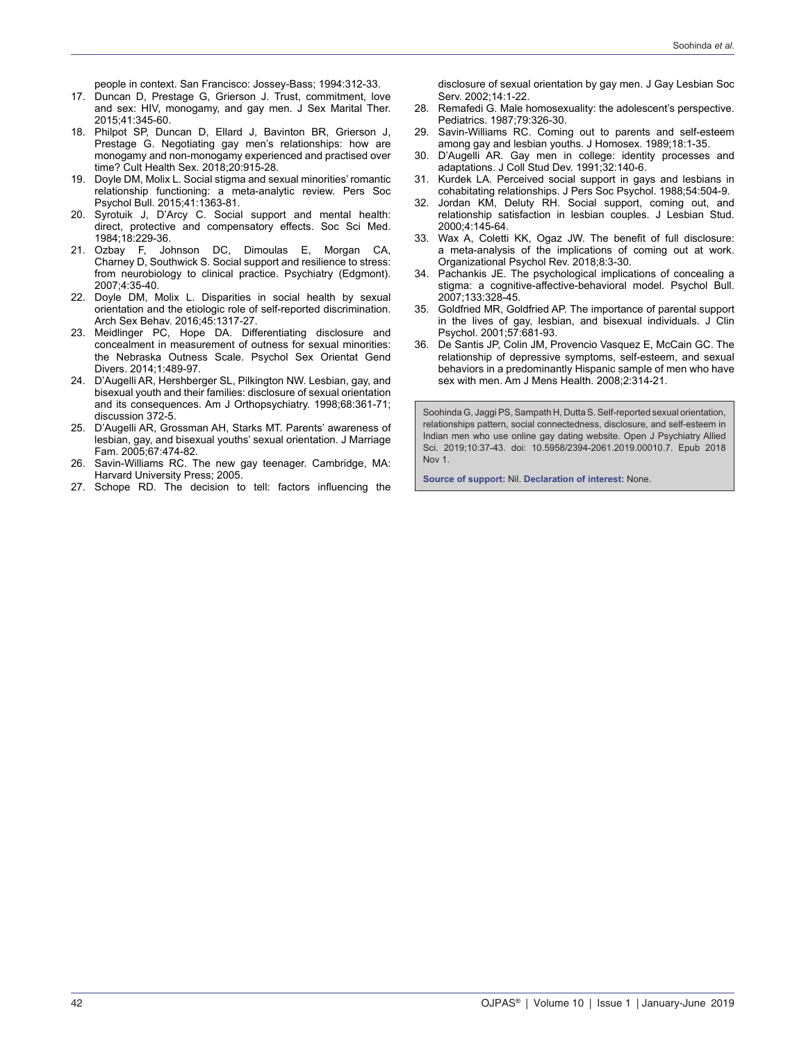people in context. San Francisco: Jossey-Bass; 1994:312-33.

17. Duncan D, Prestage G, Grierson J. Trust, commitment, love and sex: HIV, monogamy, and gay men. J Sex Marital Ther. 2015;41:345-60.
18. Philpot SP, Duncan D, Ellard J, Bavinton BR, Grierson J, Prestage G. Negotiating gay men's relationships: how are monogamy and non-monogamy experienced and practised over time? Cult Health Sex. 2018;20:915-28.
19. Doyle DM, Molix L. Social stigma and sexual minorities' romantic relationship functioning: a meta-analytic review. Pers Soc Psychol Bull. 2015;41:1363-81.
20. Syrotuik J, D'Arcy C. Social support and mental health: direct, protective and compensatory effects. Soc Sci Med. 1984;18:229-36.
21. Ozbay F, Johnson DC, Dimoulas E, Morgan CA, Charney D, Southwick S. Social support and resilience to stress: from neurobiology to clinical practice. Psychiatry (Edgmont). 2007;4:35-40.
22. Doyle DM, Molix L. Disparities in social health by sexual orientation and the etiologic role of self-reported discrimination. Arch Sex Behav. 2016;45:1317-27.
23. Meidlinger PC, Hope DA. Differentiating disclosure and concealment in measurement of outness for sexual minorities: the Nebraska Outness Scale. Psychol Sex Orientat Gend Divers. 2014;1:489-97.
24. D'Augelli AR, Hershberger SL, Pilkington NW. Lesbian, gay, and bisexual youth and their families: disclosure of sexual orientation and its consequences. Am J Orthopsychiatry. 1998;68:361-71; discussion 372-5.
25. D'Augelli AR, Grossman AH, Starks MT. Parents' awareness of lesbian, gay, and bisexual youths' sexual orientation. J Marriage Fam. 2005;67:474-82.
26. Savin-Williams RC. The new gay teenager. Cambridge, MA: Harvard University Press; 2005.
27. Schope RD. The decision to tell: factors influencing the disclosure of sexual orientation by gay men. J Gay Lesbian Soc Serv. 2002;14:1-22.
28. Remafedi G. Male homosexuality: the adolescent's perspective. Pediatrics. 1987;79:326-30.
29. Savin-Williams RC. Coming out to parents and self-esteem among gay and lesbian youths. J Homosex. 1989;18:1-35.
30. D'Augelli AR. Gay men in college: identity processes and adaptations. J Coll Stud Dev. 1991;32:140-6.
31. Kurdek LA. Perceived social support in gays and lesbians in cohabitating relationships. J Pers Soc Psychol. 1988;54:504-9.
32. Jordan KM, Deluty RH. Social support, coming out, and relationship satisfaction in lesbian couples. J Lesbian Stud. 2000;4:145-64.
33. Wax A, Coletti KK, Ogaz JW. The benefit of full disclosure: a meta-analysis of the implications of coming out at work. Organizational Psychol Rev. 2018;8:3-30.
34. Pachankis JE. The psychological implications of concealing a stigma: a cognitive-affective-behavioral model. Psychol Bull. 2007;133:328-45.
35. Goldfried MR, Goldfried AP. The importance of parental support in the lives of gay, lesbian, and bisexual individuals. J Clin Psychol. 2001;57:681-93.
36. De Santis JP, Colin JM, Provencio Vasquez E, McCain GC. The relationship of depressive symptoms, self-esteem, and sexual behaviors in a predominantly Hispanic sample of men who have sex with men. Am J Mens Health. 2008;2:314-21.

Soohinda G, Jaggi PS, Sampath H, Dutta S. Self-reported sexual orientation, relationships pattern, social connectedness, disclosure, and self-esteem in Indian men who use online gay dating website. Open J Psychiatry Allied Sci. 2019;10:37-43. doi: 10.5958/2394-2061.2019.00010.7. Epub 2018 Nov 1.

**Source of support:** Nil. **Declaration of interest:** None.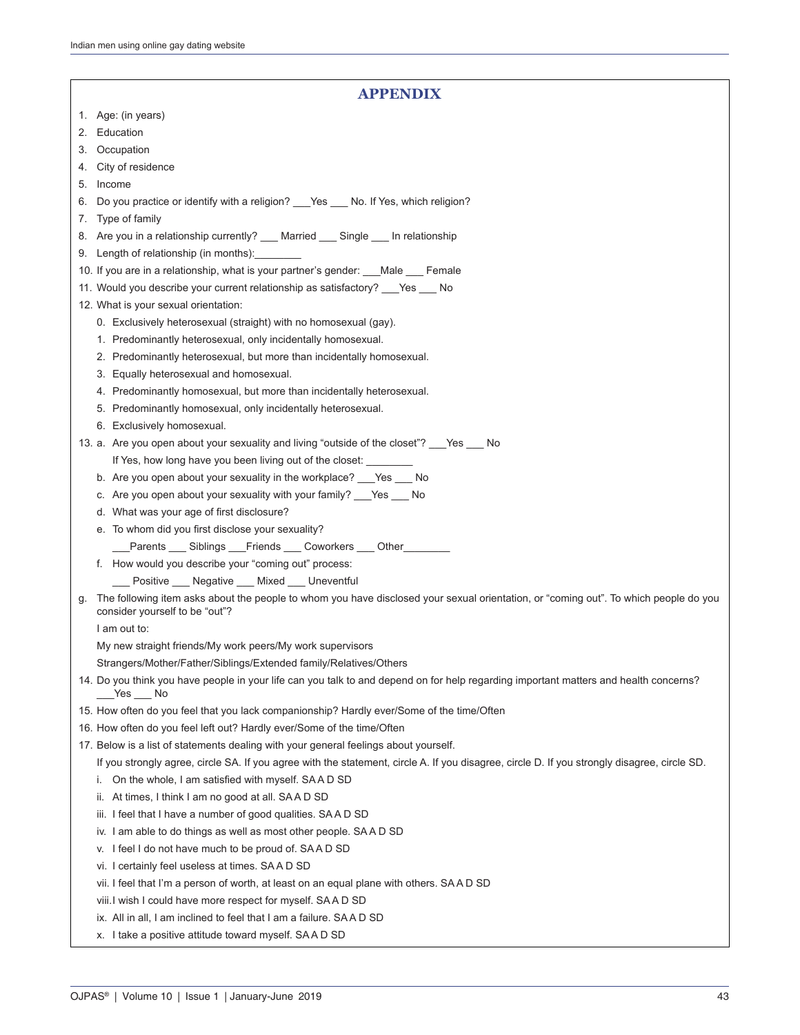## APPENDIX

1. Age: (in years)
2. Education
3. Occupation
4. City of residence
5. Income
6. Do you practice or identify with a religion? ___Yes ___ No. If Yes, which religion?
7. Type of family
8. Are you in a relationship currently? ___ Married ___ Single ___ In relationship
9. Length of relationship (in months):________
10. If you are in a relationship, what is your partner's gender: ___Male ___ Female
11. Would you describe your current relationship as satisfactory? ___Yes ___ No
12. What is your sexual orientation:
    0. Exclusively heterosexual (straight) with no homosexual (gay).
    1. Predominantly heterosexual, only incidentally homosexual.
    2. Predominantly heterosexual, but more than incidentally homosexual.
    3. Equally heterosexual and homosexual.
    4. Predominantly homosexual, but more than incidentally heterosexual.
    5. Predominantly homosexual, only incidentally heterosexual.
    6. Exclusively homosexual.
13. a. Are you open about your sexuality and living "outside of the closet"? ___Yes ___ No
    If Yes, how long have you been living out of the closet: ________
    b. Are you open about your sexuality in the workplace? ___Yes ___ No
    c. Are you open about your sexuality with your family? ___Yes ___ No
    d. What was your age of first disclosure?
    e. To whom did you first disclose your sexuality?
    ___Parents ___ Siblings ___Friends ___ Coworkers ___ Other________
    f. How would you describe your "coming out" process:
    ___ Positive ___ Negative ___ Mixed ___ Uneventful

g. The following item asks about the people to whom you have disclosed your sexual orientation, or "coming out". To which people do you consider yourself to be "out"?

I am out to:

My new straight friends/My work peers/My work supervisors

Strangers/Mother/Father/Siblings/Extended family/Relatives/Others

14. Do you think you have people in your life can you talk to and depend on for help regarding important matters and health concerns? ___Yes ___ No
15. How often do you feel that you lack companionship? Hardly ever/Some of the time/Often
16. How often do you feel left out? Hardly ever/Some of the time/Often
17. Below is a list of statements dealing with your general feelings about yourself.
    If you strongly agree, circle SA. If you agree with the statement, circle A. If you disagree, circle D. If you strongly disagree, circle SD.
    i. On the whole, I am satisfied with myself. SA A D SD
    ii. At times, I think I am no good at all. SA A D SD
    iii. I feel that I have a number of good qualities. SA A D SD
    iv. I am able to do things as well as most other people. SA A D SD
    v. I feel I do not have much to be proud of. SA A D SD
    vi. I certainly feel useless at times. SA A D SD
    vii. I feel that I'm a person of worth, at least on an equal plane with others. SA A D SD
    viii. I wish I could have more respect for myself. SA A D SD
    ix. All in all, I am inclined to feel that I am a failure. SA A D SD
    x. I take a positive attitude toward myself. SA A D SD